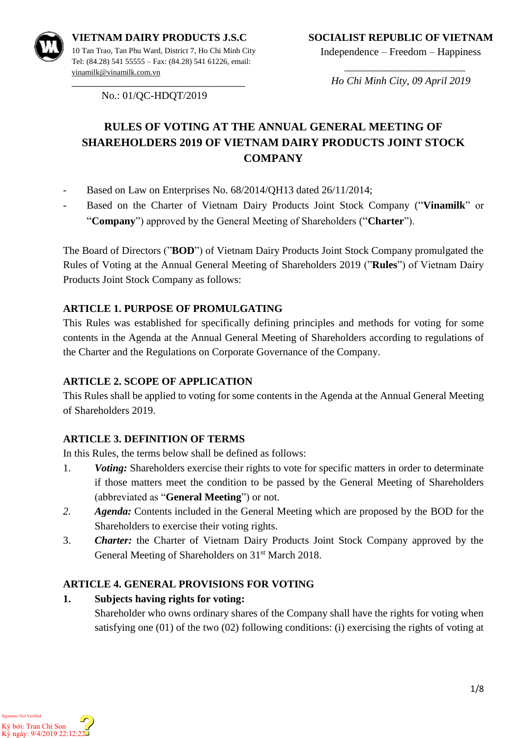**VIETNAM DAIRY PRODUCTS J.S.C**
10 Tan Trao, Tan Phu Ward, District 7, Ho Chi Minh City
Tel: (84.28) 541 55555 – Fax: (84.28) 541 61226, email: vinamilk@vinamilk.com.vn

No.: 01/QC-HDQT/2019

**SOCIALIST REPUBLIC OF VIETNAM**
Independence – Freedom – Happiness

*Ho Chi Minh City, 09 April 2019*

# RULES OF VOTING AT THE ANNUAL GENERAL MEETING OF SHAREHOLDERS 2019 OF VIETNAM DAIRY PRODUCTS JOINT STOCK COMPANY

- Based on Law on Enterprises No. 68/2014/QH13 dated 26/11/2014;
- Based on the Charter of Vietnam Dairy Products Joint Stock Company ("**Vinamilk**" or "**Company**") approved by the General Meeting of Shareholders ("**Charter**").

The Board of Directors ("**BOD**") of Vietnam Dairy Products Joint Stock Company promulgated the Rules of Voting at the Annual General Meeting of Shareholders 2019 ("**Rules**") of Vietnam Dairy Products Joint Stock Company as follows:

## ARTICLE 1. PURPOSE OF PROMULGATING

This Rules was established for specifically defining principles and methods for voting for some contents in the Agenda at the Annual General Meeting of Shareholders according to regulations of the Charter and the Regulations on Corporate Governance of the Company.

## ARTICLE 2. SCOPE OF APPLICATION

This Rules shall be applied to voting for some contents in the Agenda at the Annual General Meeting of Shareholders 2019.

## ARTICLE 3. DEFINITION OF TERMS

In this Rules, the terms below shall be defined as follows:

1. ***Voting:*** Shareholders exercise their rights to vote for specific matters in order to determinate if those matters meet the condition to be passed by the General Meeting of Shareholders (abbreviated as "**General Meeting**") or not.
2. ***Agenda:*** Contents included in the General Meeting which are proposed by the BOD for the Shareholders to exercise their voting rights.
3. ***Charter:*** the Charter of Vietnam Dairy Products Joint Stock Company approved by the General Meeting of Shareholders on 31st March 2018.

## ARTICLE 4. GENERAL PROVISIONS FOR VOTING

1. **Subjects having rights for voting:**
   Shareholder who owns ordinary shares of the Company shall have the rights for voting when satisfying one (01) of the two (02) following conditions: (i) exercising the rights of voting at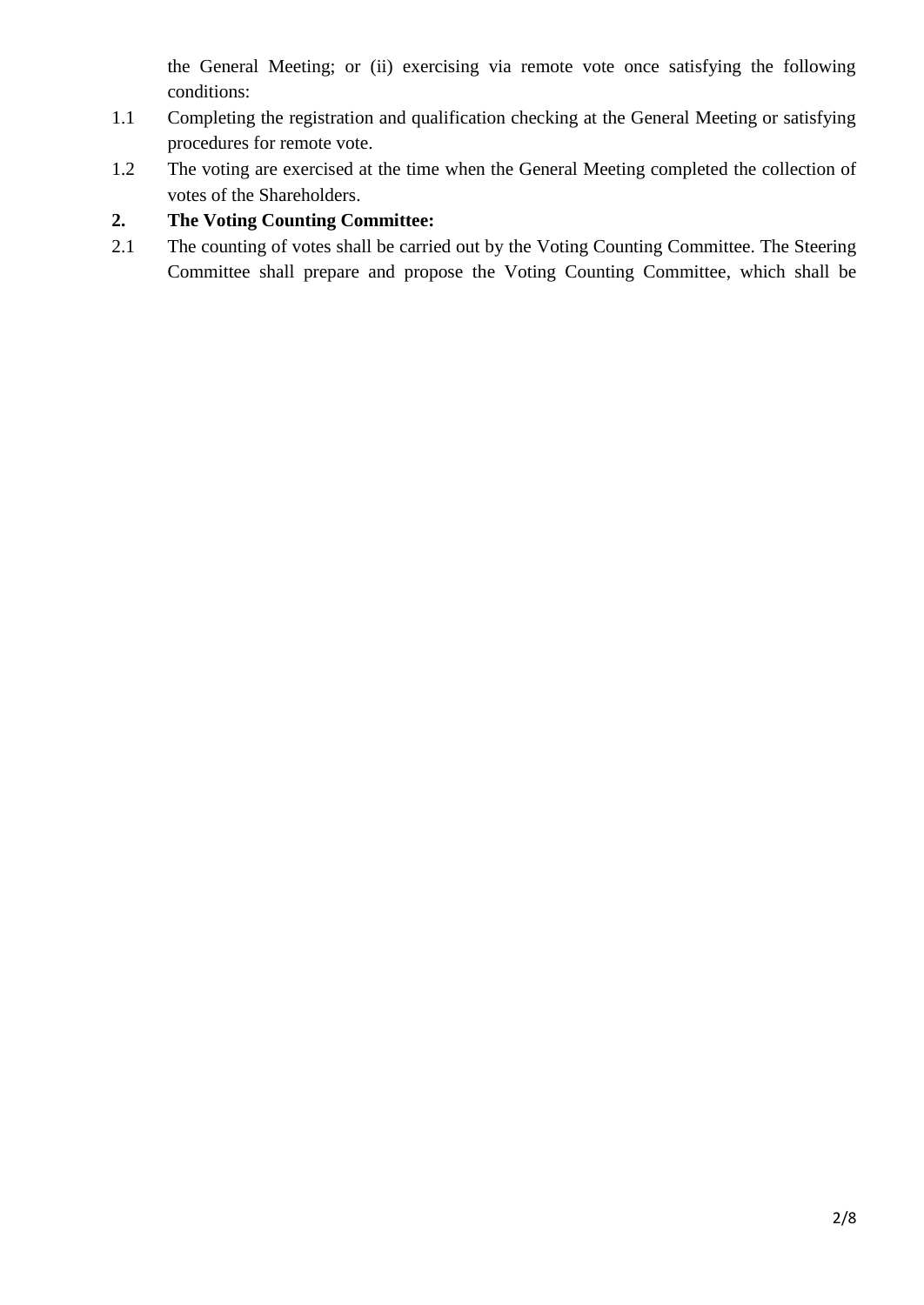the General Meeting; or (ii) exercising via remote vote once satisfying the following conditions:

1.1 Completing the registration and qualification checking at the General Meeting or satisfying procedures for remote vote.

1.2 The voting are exercised at the time when the General Meeting completed the collection of votes of the Shareholders.

**2. The Voting Counting Committee:**

2.1 The counting of votes shall be carried out by the Voting Counting Committee. The Steering Committee shall prepare and propose the Voting Counting Committee, which shall be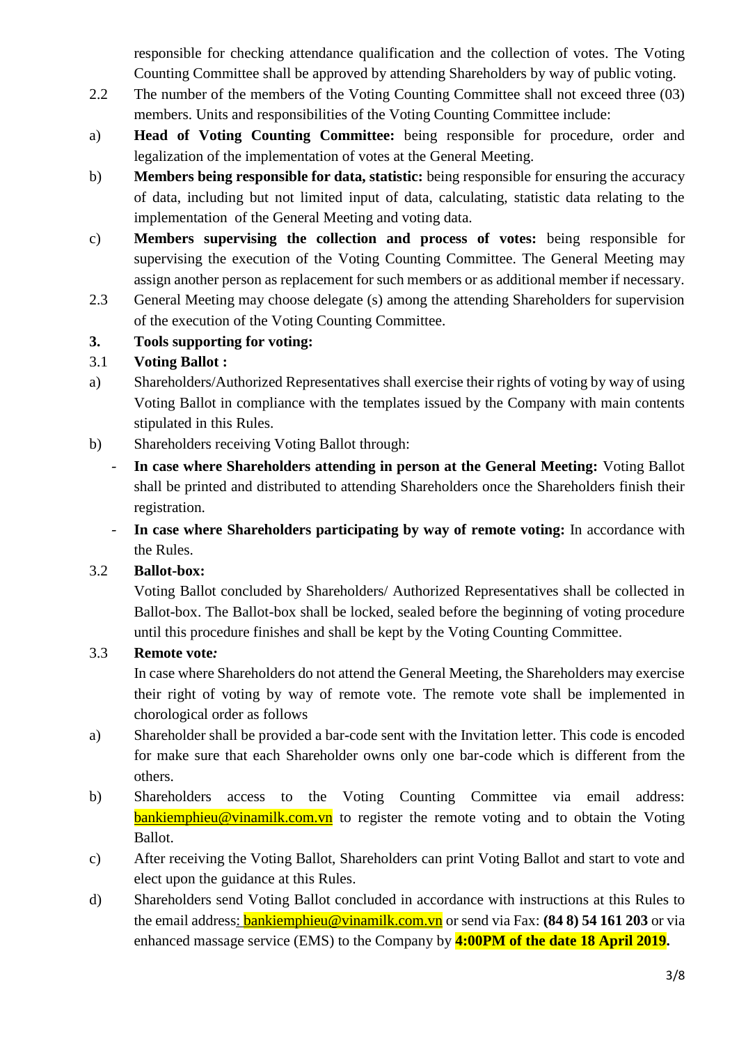responsible for checking attendance qualification and the collection of votes. The Voting Counting Committee shall be approved by attending Shareholders by way of public voting.

2.2 The number of the members of the Voting Counting Committee shall not exceed three (03) members. Units and responsibilities of the Voting Counting Committee include:

a) **Head of Voting Counting Committee:** being responsible for procedure, order and legalization of the implementation of votes at the General Meeting.

b) **Members being responsible for data, statistic:** being responsible for ensuring the accuracy of data, including but not limited input of data, calculating, statistic data relating to the implementation of the General Meeting and voting data.

c) **Members supervising the collection and process of votes:** being responsible for supervising the execution of the Voting Counting Committee. The General Meeting may assign another person as replacement for such members or as additional member if necessary.

2.3 General Meeting may choose delegate (s) among the attending Shareholders for supervision of the execution of the Voting Counting Committee.

**3. Tools supporting for voting:**

3.1 **Voting Ballot :**

a) Shareholders/Authorized Representatives shall exercise their rights of voting by way of using Voting Ballot in compliance with the templates issued by the Company with main contents stipulated in this Rules.

b) Shareholders receiving Voting Ballot through:

- **In case where Shareholders attending in person at the General Meeting:** Voting Ballot shall be printed and distributed to attending Shareholders once the Shareholders finish their registration.
- **In case where Shareholders participating by way of remote voting:** In accordance with the Rules.

3.2 **Ballot-box:**

Voting Ballot concluded by Shareholders/ Authorized Representatives shall be collected in Ballot-box. The Ballot-box shall be locked, sealed before the beginning of voting procedure until this procedure finishes and shall be kept by the Voting Counting Committee.

3.3 **Remote vote*:***

In case where Shareholders do not attend the General Meeting, the Shareholders may exercise their right of voting by way of remote vote. The remote vote shall be implemented in chorological order as follows

a) Shareholder shall be provided a bar-code sent with the Invitation letter. This code is encoded for make sure that each Shareholder owns only one bar-code which is different from the others.

b) Shareholders access to the Voting Counting Committee via email address: bankiemphieu@vinamilk.com.vn to register the remote voting and to obtain the Voting Ballot.

c) After receiving the Voting Ballot, Shareholders can print Voting Ballot and start to vote and elect upon the guidance at this Rules.

d) Shareholders send Voting Ballot concluded in accordance with instructions at this Rules to the email address: bankiemphieu@vinamilk.com.vn or send via Fax: **(84 8) 54 161 203** or via enhanced massage service (EMS) to the Company by **4:00PM of the date 18 April 2019.**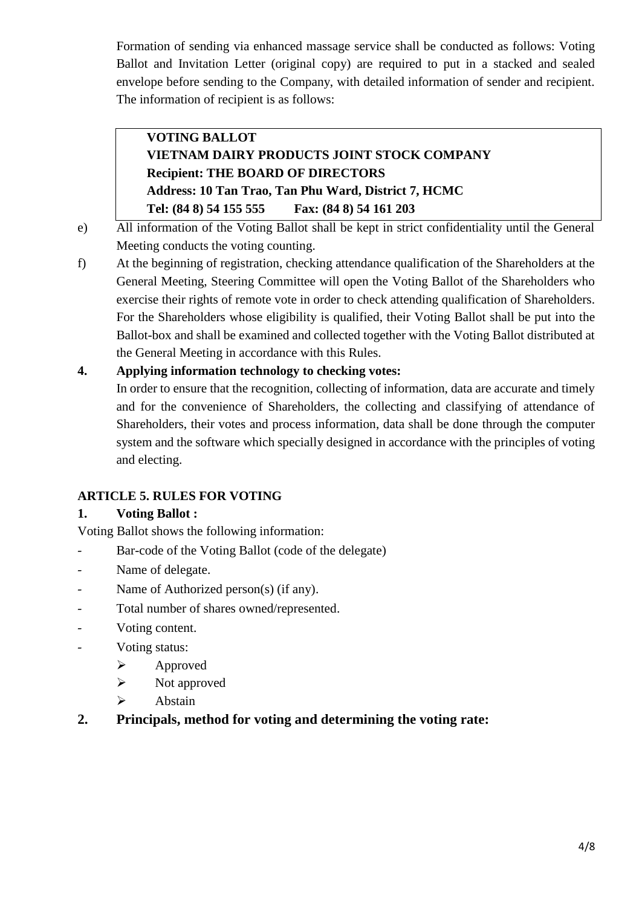Formation of sending via enhanced massage service shall be conducted as follows: Voting Ballot and Invitation Letter (original copy) are required to put in a stacked and sealed envelope before sending to the Company, with detailed information of sender and recipient. The information of recipient is as follows:

> **VOTING BALLOT**
> **VIETNAM DAIRY PRODUCTS JOINT STOCK COMPANY**
> **Recipient: THE BOARD OF DIRECTORS**
> **Address: 10 Tan Trao, Tan Phu Ward, District 7, HCMC**
> **Tel: (84 8) 54 155 555     Fax: (84 8) 54 161 203**

e) All information of the Voting Ballot shall be kept in strict confidentiality until the General Meeting conducts the voting counting.

f) At the beginning of registration, checking attendance qualification of the Shareholders at the General Meeting, Steering Committee will open the Voting Ballot of the Shareholders who exercise their rights of remote vote in order to check attending qualification of Shareholders. For the Shareholders whose eligibility is qualified, their Voting Ballot shall be put into the Ballot-box and shall be examined and collected together with the Voting Ballot distributed at the General Meeting in accordance with this Rules.

**4. Applying information technology to checking votes:**

In order to ensure that the recognition, collecting of information, data are accurate and timely and for the convenience of Shareholders, the collecting and classifying of attendance of Shareholders, their votes and process information, data shall be done through the computer system and the software which specially designed in accordance with the principles of voting and electing.

## ARTICLE 5. RULES FOR VOTING

**1. Voting Ballot :**

Voting Ballot shows the following information:

- Bar-code of the Voting Ballot (code of the delegate)
- Name of delegate.
- Name of Authorized person(s) (if any).
- Total number of shares owned/represented.
- Voting content.
- Voting status:
  - Approved
  - Not approved
  - Abstain

**2. Principals, method for voting and determining the voting rate:**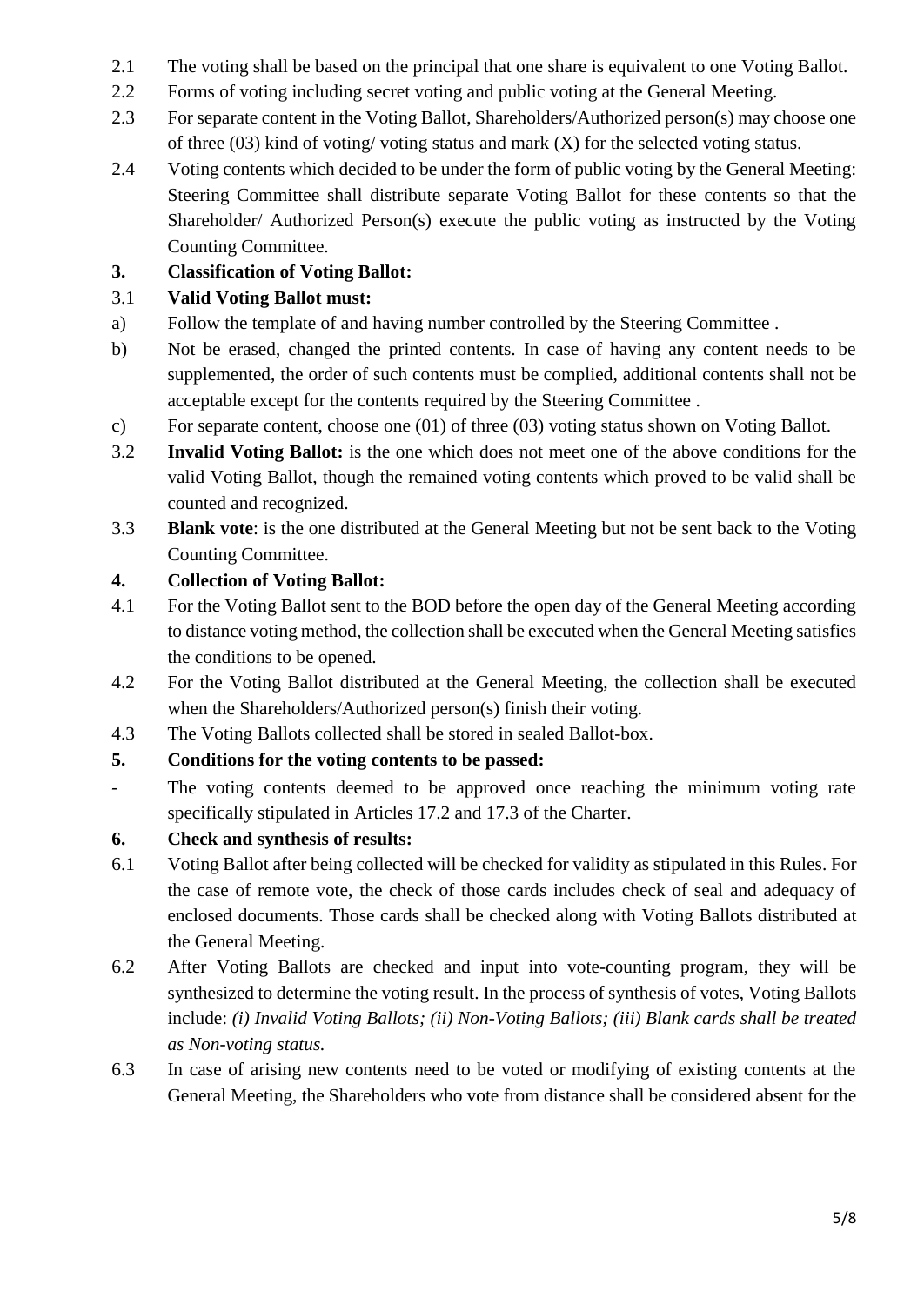2.1 The voting shall be based on the principal that one share is equivalent to one Voting Ballot.

2.2 Forms of voting including secret voting and public voting at the General Meeting.

2.3 For separate content in the Voting Ballot, Shareholders/Authorized person(s) may choose one of three (03) kind of voting/ voting status and mark (X) for the selected voting status.

2.4 Voting contents which decided to be under the form of public voting by the General Meeting: Steering Committee shall distribute separate Voting Ballot for these contents so that the Shareholder/ Authorized Person(s) execute the public voting as instructed by the Voting Counting Committee.

**3. Classification of Voting Ballot:**

3.1 **Valid Voting Ballot must:**

a) Follow the template of and having number controlled by the Steering Committee .

b) Not be erased, changed the printed contents. In case of having any content needs to be supplemented, the order of such contents must be complied, additional contents shall not be acceptable except for the contents required by the Steering Committee .

c) For separate content, choose one (01) of three (03) voting status shown on Voting Ballot.

3.2 **Invalid Voting Ballot:** is the one which does not meet one of the above conditions for the valid Voting Ballot, though the remained voting contents which proved to be valid shall be counted and recognized.

3.3 **Blank vote**: is the one distributed at the General Meeting but not be sent back to the Voting Counting Committee.

**4. Collection of Voting Ballot:**

4.1 For the Voting Ballot sent to the BOD before the open day of the General Meeting according to distance voting method, the collection shall be executed when the General Meeting satisfies the conditions to be opened.

4.2 For the Voting Ballot distributed at the General Meeting, the collection shall be executed when the Shareholders/Authorized person(s) finish their voting.

4.3 The Voting Ballots collected shall be stored in sealed Ballot-box.

**5. Conditions for the voting contents to be passed:**

- The voting contents deemed to be approved once reaching the minimum voting rate specifically stipulated in Articles 17.2 and 17.3 of the Charter.

**6. Check and synthesis of results:**

6.1 Voting Ballot after being collected will be checked for validity as stipulated in this Rules. For the case of remote vote, the check of those cards includes check of seal and adequacy of enclosed documents. Those cards shall be checked along with Voting Ballots distributed at the General Meeting.

6.2 After Voting Ballots are checked and input into vote-counting program, they will be synthesized to determine the voting result. In the process of synthesis of votes, Voting Ballots include: *(i) Invalid Voting Ballots; (ii) Non-Voting Ballots; (iii) Blank cards shall be treated as Non-voting status.*

6.3 In case of arising new contents need to be voted or modifying of existing contents at the General Meeting, the Shareholders who vote from distance shall be considered absent for the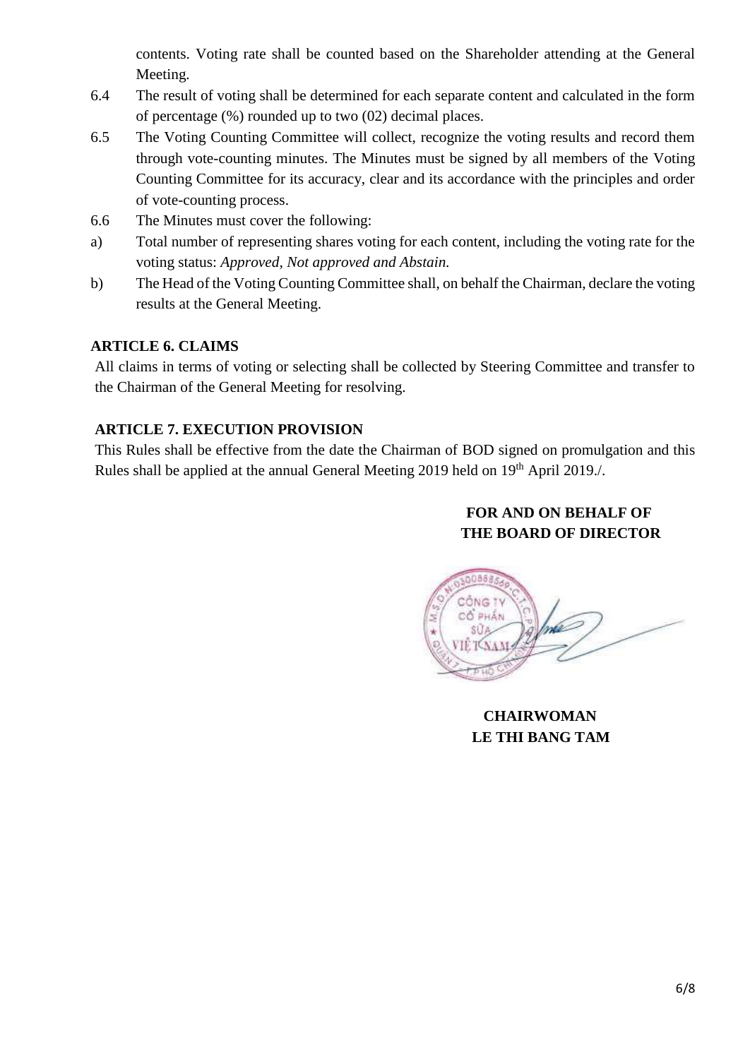contents. Voting rate shall be counted based on the Shareholder attending at the General Meeting.

6.4 The result of voting shall be determined for each separate content and calculated in the form of percentage (%) rounded up to two (02) decimal places.

6.5 The Voting Counting Committee will collect, recognize the voting results and record them through vote-counting minutes. The Minutes must be signed by all members of the Voting Counting Committee for its accuracy, clear and its accordance with the principles and order of vote-counting process.

6.6 The Minutes must cover the following:

a) Total number of representing shares voting for each content, including the voting rate for the voting status: *Approved, Not approved and Abstain.*

b) The Head of the Voting Counting Committee shall, on behalf the Chairman, declare the voting results at the General Meeting.

## ARTICLE 6. CLAIMS

All claims in terms of voting or selecting shall be collected by Steering Committee and transfer to the Chairman of the General Meeting for resolving.

## ARTICLE 7. EXECUTION PROVISION

This Rules shall be effective from the date the Chairman of BOD signed on promulgation and this Rules shall be applied at the annual General Meeting 2019 held on 19th April 2019./.

**FOR AND ON BEHALF OF**
**THE BOARD OF DIRECTOR**

**CHAIRWOMAN**
**LE THI BANG TAM**